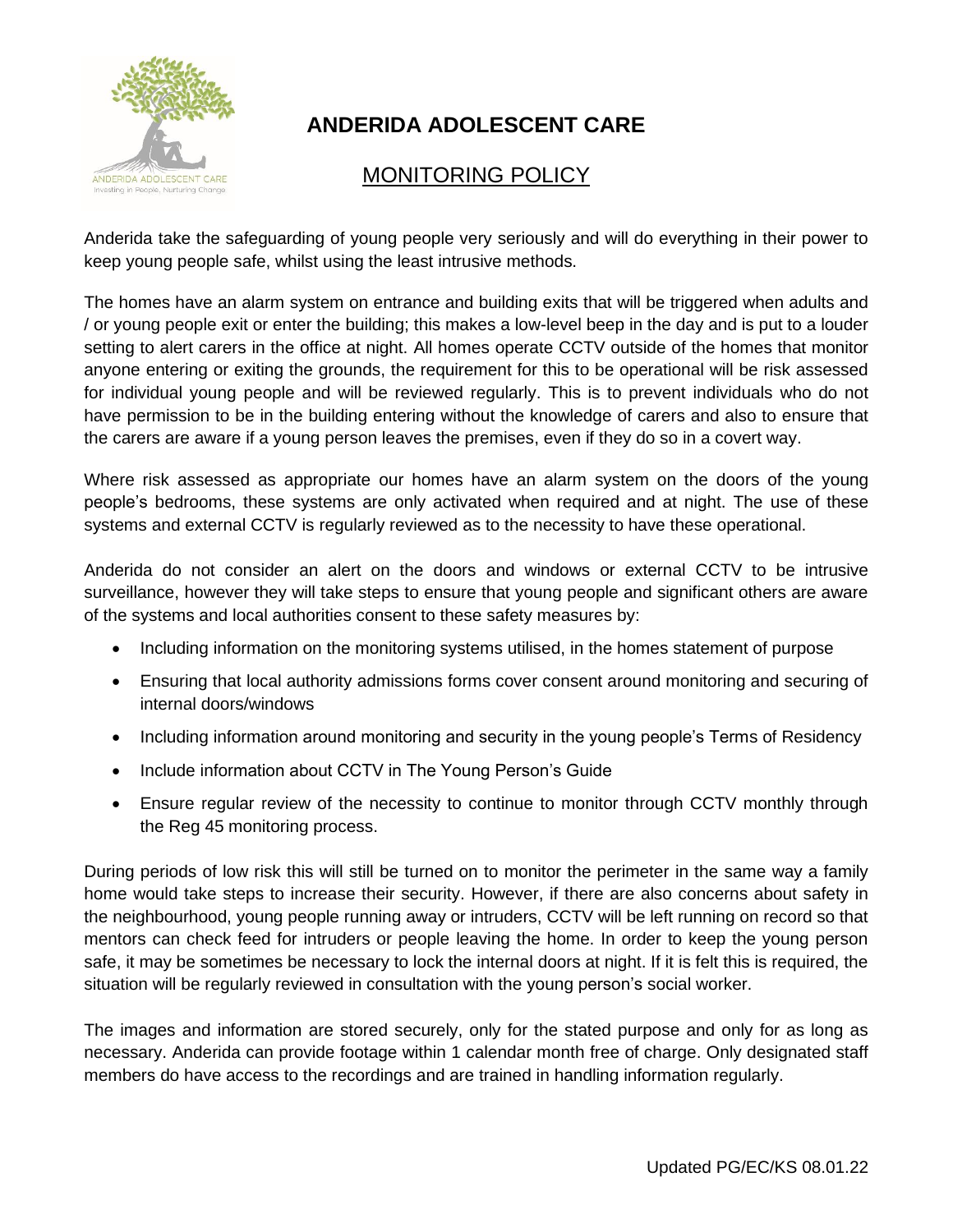# ANDERIDA ADOLESCENT CARE

## MONITORING POLICY

Anderida take the safeguarding of young people very seriously and will do everything in their power to keep young people safe, whilst using the least intrusive methods.

The homes have an alarm system on entrance and building exits that will be triggered when adults and / or young people exit or enter the building; this makes a low-level beep in the day and is put to a louder setting to alert carers in the office at night. All homes operate CCTV outside of the homes that monitor anyone entering or exiting the grounds, the requirement for this to be operational will be risk assessed for individual young people and will be reviewed regularly. This is to prevent individuals who do not have permission to be in the building entering without the knowledge of carers and also to ensure that the carers are aware if a young person leaves the premises, even if they do so in a covert way.

Where risk assessed as appropriate our homes have an alarm system on the doors of the young people's bedrooms, these systems are only activated when required and at night. The use of these systems and external CCTV is regularly reviewed as to the necessity to have these operational.

Anderida do not consider an alert on the doors and windows or external CCTV to be intrusive surveillance, however they will take steps to ensure that young people and significant others are aware of the systems and local authorities consent to these safety measures by:

- Including information on the monitoring systems utilised, in the homes statement of purpose
- Ensuring that local authority admissions forms cover consent around monitoring and securing of internal doors/windows
- Including information around monitoring and security in the young people's Terms of Residency
- Include information about CCTV in The Young Person's Guide
- Ensure regular review of the necessity to continue to monitor through CCTV monthly through the Reg 45 monitoring process.

During periods of low risk this will still be turned on to monitor the perimeter in the same way a family home would take steps to increase their security. However, if there are also concerns about safety in the neighbourhood, young people running away or intruders, CCTV will be left running on record so that mentors can check feed for intruders or people leaving the home. In order to keep the young person safe, it may be sometimes be necessary to lock the internal doors at night. If it is felt this is required, the situation will be regularly reviewed in consultation with the young person's social worker.

The images and information are stored securely, only for the stated purpose and only for as long as necessary. Anderida can provide footage within 1 calendar month free of charge. Only designated staff members do have access to the recordings and are trained in handling information regularly.

Updated PG/EC/KS 08.01.22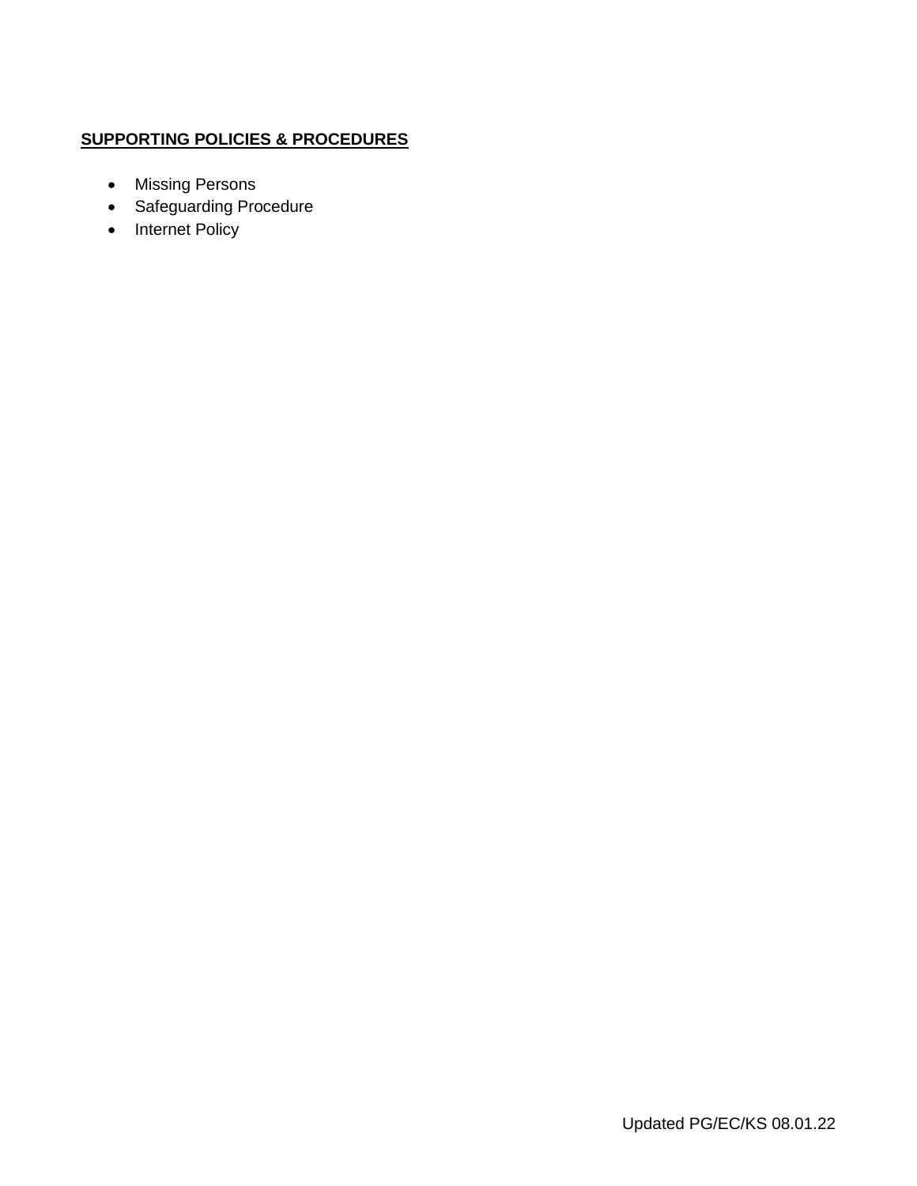## SUPPORTING POLICIES & PROCEDURES

- Missing Persons
- Safeguarding Procedure
- Internet Policy

Updated PG/EC/KS 08.01.22